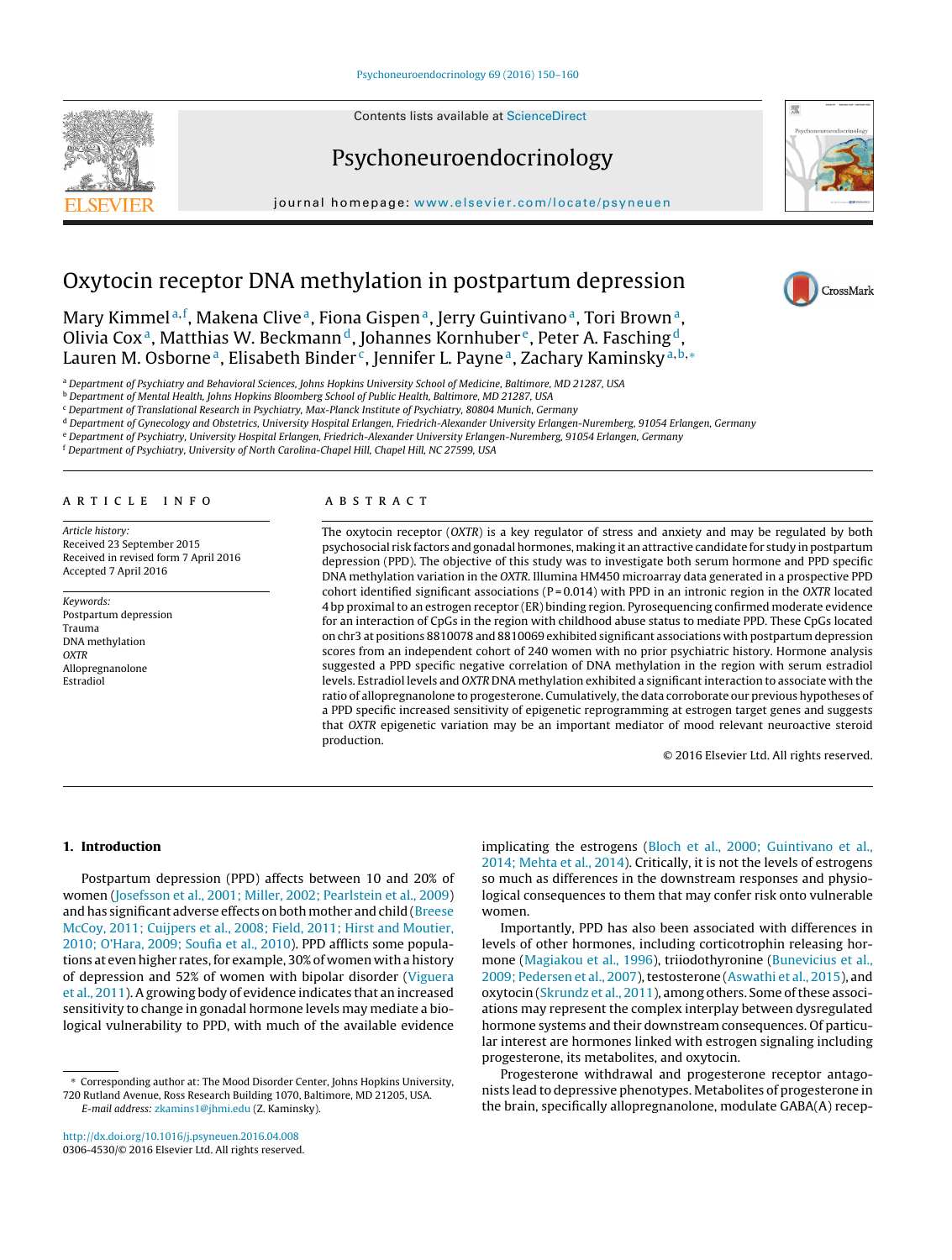# Oxytocin receptor DNA methylation in postpartum depression

Mary Kimmel[a,f], Makena Clive[a], Fiona Gispen[a], Jerry Guintivano[a], Tori Brown[a], Olivia Cox[a], Matthias W. Beckmann[d], Johannes Kornhuber[e], Peter A. Fasching[d], Lauren M. Osborne[a], Elisabeth Binder[c], Jennifer L. Payne[a], Zachary Kaminsky[a,b,*]

[a] Department of Psychiatry and Behavioral Sciences, Johns Hopkins University School of Medicine, Baltimore, MD 21287, USA
[b] Department of Mental Health, Johns Hopkins Bloomberg School of Public Health, Baltimore, MD 21287, USA
[c] Department of Translational Research in Psychiatry, Max-Planck Institute of Psychiatry, 80804 Munich, Germany
[d] Department of Gynecology and Obstetrics, University Hospital Erlangen, Friedrich-Alexander University Erlangen-Nuremberg, 91054 Erlangen, Germany
[e] Department of Psychiatry, University Hospital Erlangen, Friedrich-Alexander University Erlangen-Nuremberg, 91054 Erlangen, Germany
[f] Department of Psychiatry, University of North Carolina-Chapel Hill, Chapel Hill, NC 27599, USA

## ARTICLE INFO

*Article history:*
Received 23 September 2015
Received in revised form 7 April 2016
Accepted 7 April 2016

*Keywords:*
Postpartum depression
Trauma
DNA methylation
*OXTR*
Allopregnanolone
Estradiol

## ABSTRACT

The oxytocin receptor (*OXTR*) is a key regulator of stress and anxiety and may be regulated by both psychosocial risk factors and gonadal hormones, making it an attractive candidate for study in postpartum depression (PPD). The objective of this study was to investigate both serum hormone and PPD specific DNA methylation variation in the *OXTR*. Illumina HM450 microarray data generated in a prospective PPD cohort identified significant associations ($P = 0.014$) with PPD in an intronic region in the *OXTR* located 4 bp proximal to an estrogen receptor (ER) binding region. Pyrosequencing confirmed moderate evidence for an interaction of CpGs in the region with childhood abuse status to mediate PPD. These CpGs located on chr3 at positions 8810078 and 8810069 exhibited significant associations with postpartum depression scores from an independent cohort of 240 women with no prior psychiatric history. Hormone analysis suggested a PPD specific negative correlation of DNA methylation in the region with serum estradiol levels. Estradiol levels and *OXTR* DNA methylation exhibited a significant interaction to associate with the ratio of allopregnanolone to progesterone. Cumulatively, the data corroborate our previous hypotheses of a PPD specific increased sensitivity of epigenetic reprogramming at estrogen target genes and suggests that *OXTR* epigenetic variation may be an important mediator of mood relevant neuroactive steroid production.

© 2016 Elsevier Ltd. All rights reserved.

## 1. Introduction

Postpartum depression (PPD) affects between 10 and 20% of women (Josefsson et al., 2001; Miller, 2002; Pearlstein et al., 2009) and has significant adverse effects on both mother and child (Breese McCoy, 2011; Cuijpers et al., 2008; Field, 2011; Hirst and Moutier, 2010; O'Hara, 2009; Soufia et al., 2010). PPD afflicts some populations at even higher rates, for example, 30% of women with a history of depression and 52% of women with bipolar disorder (Viguera et al., 2011). A growing body of evidence indicates that an increased sensitivity to change in gonadal hormone levels may mediate a biological vulnerability to PPD, with much of the available evidence implicating the estrogens (Bloch et al., 2000; Guintivano et al., 2014; Mehta et al., 2014). Critically, it is not the levels of estrogens so much as differences in the downstream responses and physiological consequences to them that may confer risk onto vulnerable women.

Importantly, PPD has also been associated with differences in levels of other hormones, including corticotrophin releasing hormone (Magiakou et al., 1996), triiodothyronine (Bunevicius et al., 2009; Pedersen et al., 2007), testosterone (Aswathi et al., 2015), and oxytocin (Skrundz et al., 2011), among others. Some of these associations may represent the complex interplay between dysregulated hormone systems and their downstream consequences. Of particular interest are hormones linked with estrogen signaling including progesterone, its metabolites, and oxytocin.

Progesterone withdrawal and progesterone receptor antagonists lead to depressive phenotypes. Metabolites of progesterone in the brain, specifically allopregnanolone, modulate GABA(A) recep-

* Corresponding author at: The Mood Disorder Center, Johns Hopkins University, 720 Rutland Avenue, Ross Research Building 1070, Baltimore, MD 21205, USA.
*E-mail address:* zkamins1@jhmi.edu (Z. Kaminsky).

http://dx.doi.org/10.1016/j.psyneuen.2016.04.008
0306-4530/© 2016 Elsevier Ltd. All rights reserved.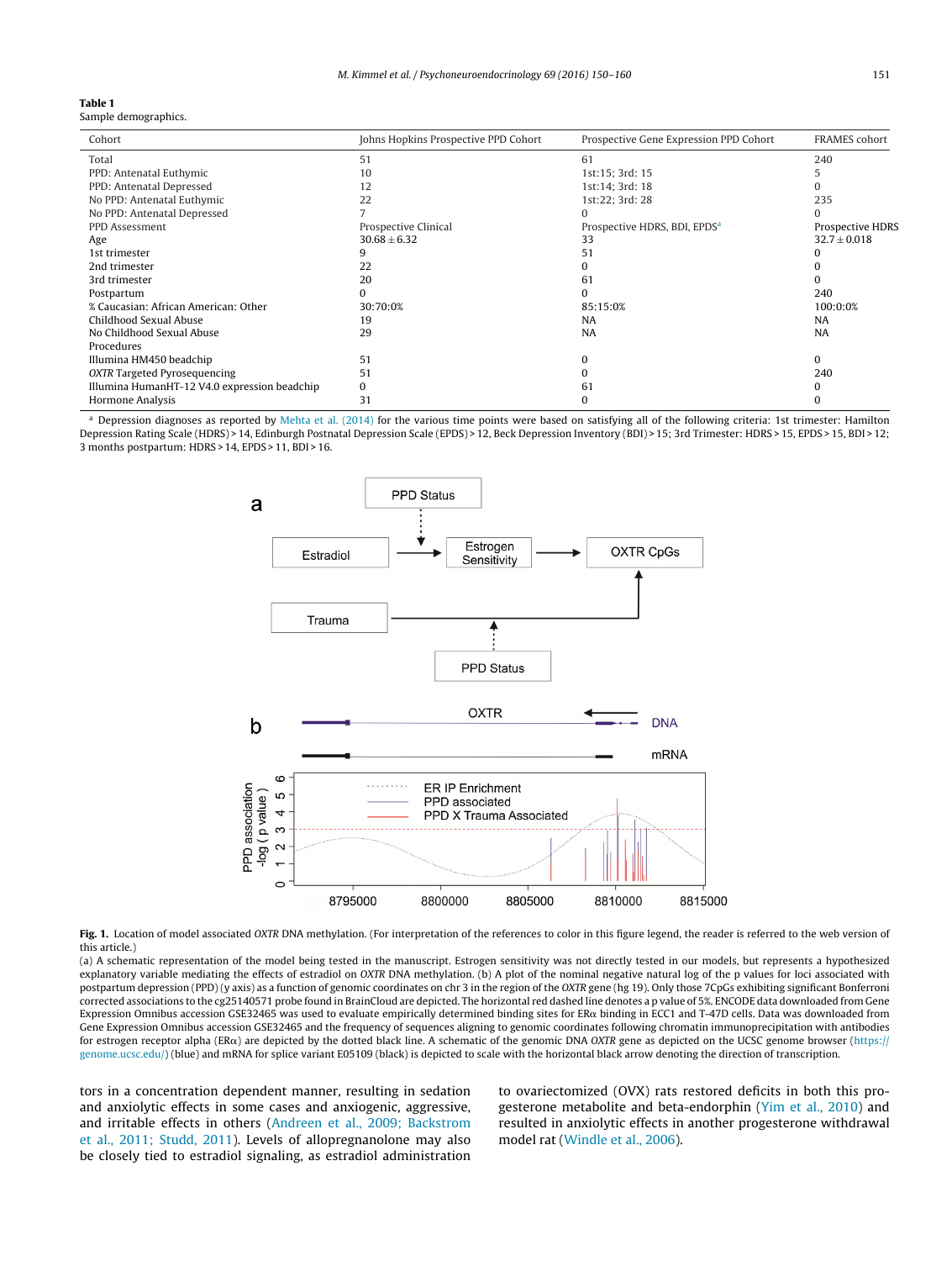**Table 1**
Sample demographics.

| Cohort | Johns Hopkins Prospective PPD Cohort | Prospective Gene Expression PPD Cohort | FRAMES cohort |
|---|---|---|---|
| Total | 51 | 61 | 240 |
| PPD: Antenatal Euthymic | 10 | 1st:15; 3rd: 15 | 5 |
| PPD: Antenatal Depressed | 12 | 1st:14; 3rd: 18 | 0 |
| No PPD: Antenatal Euthymic | 22 | 1st:22; 3rd: 28 | 235 |
| No PPD: Antenatal Depressed | 7 | 0 | 0 |
| PPD Assessment | Prospective Clinical | Prospective HDRS, BDI, EPDS[a] | Prospective HDRS |
| Age | 30.68 ± 6.32 | 33 | 32.7 ± 0.018 |
| 1st trimester | 9 | 51 | 0 |
| 2nd trimester | 22 | 0 | 0 |
| 3rd trimester | 20 | 61 | 0 |
| Postpartum | 0 | 0 | 240 |
| % Caucasian: African American: Other | 30:70:0% | 85:15:0% | 100:0:0% |
| Childhood Sexual Abuse | 19 | NA | NA |
| No Childhood Sexual Abuse | 29 | NA | NA |
| Procedures | | | |
| Illumina HM450 beadchip | 51 | 0 | 0 |
| *OXTR* Targeted Pyrosequencing | 51 | 0 | 240 |
| Illumina HumanHT-12 V4.0 expression beadchip | 0 | 61 | 0 |
| Hormone Analysis | 31 | 0 | 0 |

[a] Depression diagnoses as reported by Mehta et al. (2014) for the various time points were based on satisfying all of the following criteria: 1st trimester: Hamilton Depression Rating Scale (HDRS) > 14, Edinburgh Postnatal Depression Scale (EPDS) > 12, Beck Depression Inventory (BDI) > 15; 3rd Trimester: HDRS > 15, EPDS > 15, BDI > 12; 3 months postpartum: HDRS > 14, EPDS > 11, BDI > 16.

**Fig. 1.** Location of model associated *OXTR* DNA methylation. (For interpretation of the references to color in this figure legend, the reader is referred to the web version of this article.)
(a) A schematic representation of the model being tested in the manuscript. Estrogen sensitivity was not directly tested in our models, but represents a hypothesized explanatory variable mediating the effects of estradiol on *OXTR* DNA methylation. (b) A plot of the nominal negative natural log of the p values for loci associated with postpartum depression (PPD) (y axis) as a function of genomic coordinates on chr 3 in the region of the *OXTR* gene (hg 19). Only those 7CpGs exhibiting significant Bonferroni corrected associations to the cg25140571 probe found in BrainCloud are depicted. The horizontal red dashed line denotes a p value of 5%. ENCODE data downloaded from Gene Expression Omnibus accession GSE32465 was used to evaluate empirically determined binding sites for ERα binding in ECC1 and T-47D cells. Data was downloaded from Gene Expression Omnibus accession GSE32465 and the frequency of sequences aligning to genomic coordinates following chromatin immunoprecipitation with antibodies for estrogen receptor alpha (ERα) are depicted by the dotted black line. A schematic of the genomic DNA *OXTR* gene as depicted on the UCSC genome browser (https://genome.ucsc.edu/) (blue) and mRNA for splice variant E05109 (black) is depicted to scale with the horizontal black arrow denoting the direction of transcription.

tors in a concentration dependent manner, resulting in sedation and anxiolytic effects in some cases and anxiogenic, aggressive, and irritable effects in others (Andreen et al., 2009; Backstrom et al., 2011; Studd, 2011). Levels of allopregnanolone may also be closely tied to estradiol signaling, as estradiol administration to ovariectomized (OVX) rats restored deficits in both this progesterone metabolite and beta-endorphin (Yim et al., 2010) and resulted in anxiolytic effects in another progesterone withdrawal model rat (Windle et al., 2006).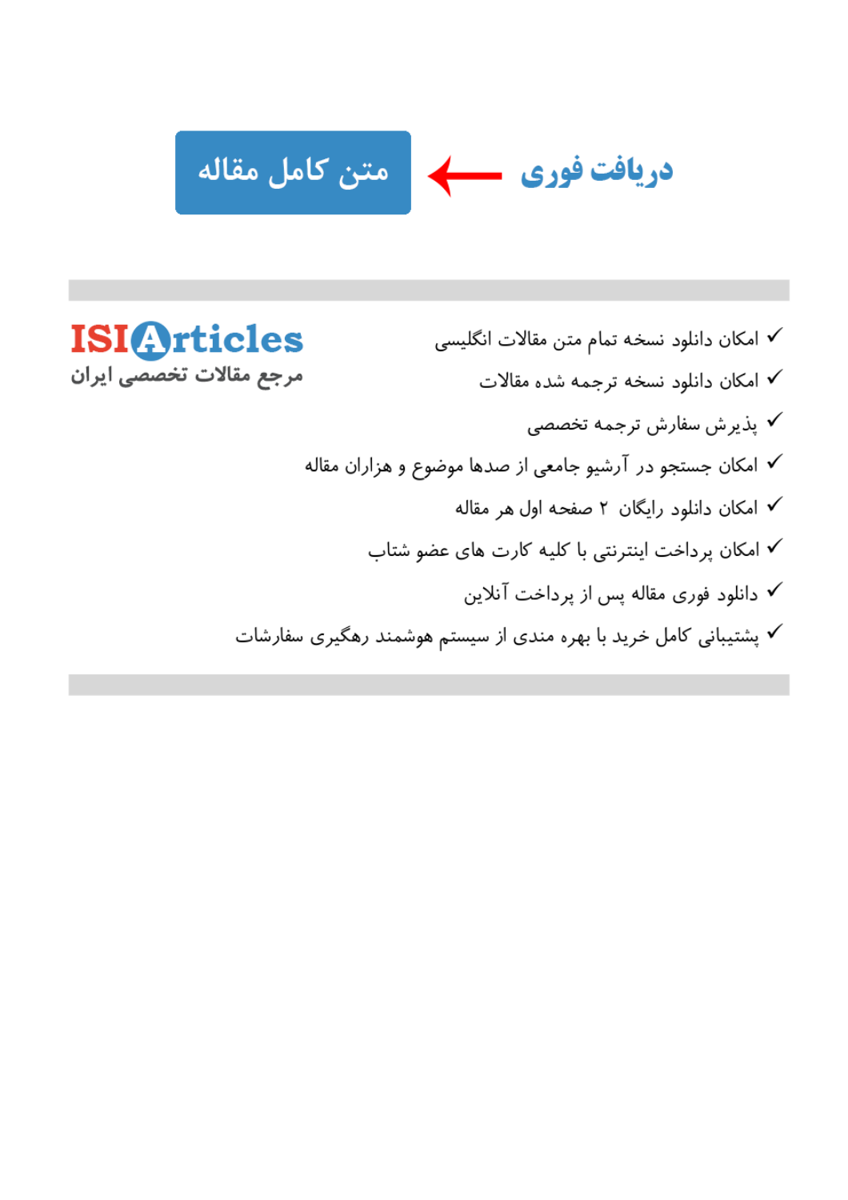دریافت فوری ← متن کامل مقاله

**ISIArticles**
مرجع مقالات تخصصی ایران

- ✓ امکان دانلود نسخه تمام متن مقالات انگلیسی
- ✓ امکان دانلود نسخه ترجمه شده مقالات
- ✓ پذیرش سفارش ترجمه تخصصی
- ✓ امکان جستجو در آرشیو جامعی از صدها موضوع و هزاران مقاله
- ✓ امکان دانلود رایگان ۲ صفحه اول هر مقاله
- ✓ امکان پرداخت اینترنتی با کلیه کارت های عضو شتاب
- ✓ دانلود فوری مقاله پس از پرداخت آنلاین
- ✓ پشتیبانی کامل خرید با بهره مندی از سیستم هوشمند رهگیری سفارشات